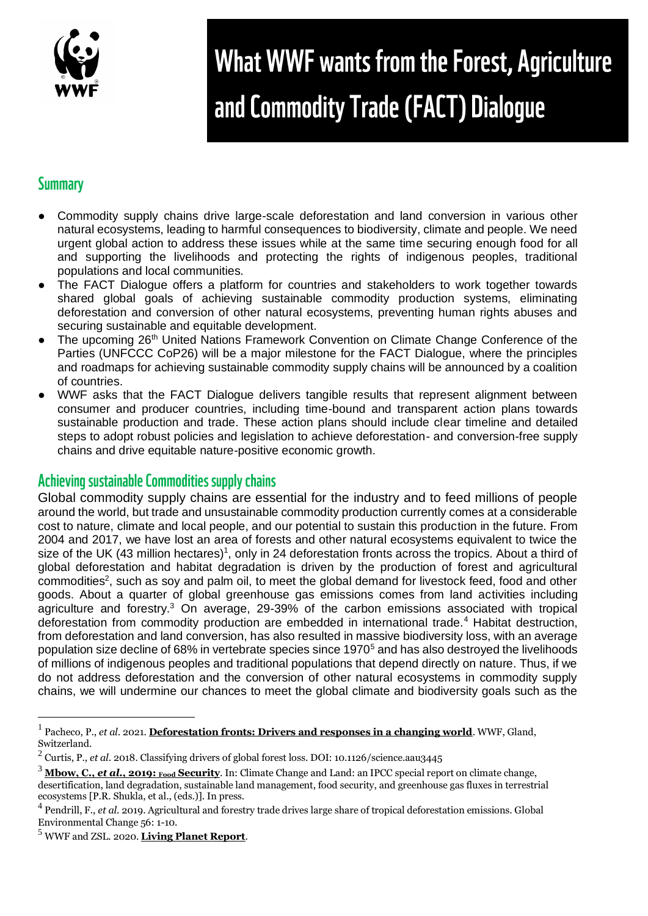# What WWF wants from the Forest, Agriculture and Commodity Trade (FACT) Dialogue

## Summary

- Commodity supply chains drive large-scale deforestation and land conversion in various other natural ecosystems, leading to harmful consequences to biodiversity, climate and people. We need urgent global action to address these issues while at the same time securing enough food for all and supporting the livelihoods and protecting the rights of indigenous peoples, traditional populations and local communities.
- The FACT Dialogue offers a platform for countries and stakeholders to work together towards shared global goals of achieving sustainable commodity production systems, eliminating deforestation and conversion of other natural ecosystems, preventing human rights abuses and securing sustainable and equitable development.
- The upcoming 26th United Nations Framework Convention on Climate Change Conference of the Parties (UNFCCC CoP26) will be a major milestone for the FACT Dialogue, where the principles and roadmaps for achieving sustainable commodity supply chains will be announced by a coalition of countries.
- WWF asks that the FACT Dialogue delivers tangible results that represent alignment between consumer and producer countries, including time-bound and transparent action plans towards sustainable production and trade. These action plans should include clear timeline and detailed steps to adopt robust policies and legislation to achieve deforestation- and conversion-free supply chains and drive equitable nature-positive economic growth.

## Achieving sustainable Commodities supply chains

Global commodity supply chains are essential for the industry and to feed millions of people around the world, but trade and unsustainable commodity production currently comes at a considerable cost to nature, climate and local people, and our potential to sustain this production in the future. From 2004 and 2017, we have lost an area of forests and other natural ecosystems equivalent to twice the size of the UK (43 million hectares)[1], only in 24 deforestation fronts across the tropics. About a third of global deforestation and habitat degradation is driven by the production of forest and agricultural commodities[2], such as soy and palm oil, to meet the global demand for livestock feed, food and other goods. About a quarter of global greenhouse gas emissions comes from land activities including agriculture and forestry.[3] On average, 29-39% of the carbon emissions associated with tropical deforestation from commodity production are embedded in international trade.[4] Habitat destruction, from deforestation and land conversion, has also resulted in massive biodiversity loss, with an average population size decline of 68% in vertebrate species since 1970[5] and has also destroyed the livelihoods of millions of indigenous peoples and traditional populations that depend directly on nature. Thus, if we do not address deforestation and the conversion of other natural ecosystems in commodity supply chains, we will undermine our chances to meet the global climate and biodiversity goals such as the

---

[1] Pacheco, P., *et al*. 2021. **Deforestation fronts: Drivers and responses in a changing world**. WWF, Gland, Switzerland.

[2] Curtis, P., *et al*. 2018. Classifying drivers of global forest loss. DOI: 10.1126/science.aau3445

[3] **Mbow, C., *et al*., 2019: Food Security**. In: Climate Change and Land: an IPCC special report on climate change, desertification, land degradation, sustainable land management, food security, and greenhouse gas fluxes in terrestrial ecosystems [P.R. Shukla, et al., (eds.)]. In press.

[4] Pendrill, F., *et al*. 2019. Agricultural and forestry trade drives large share of tropical deforestation emissions. Global Environmental Change 56: 1-10.

[5] WWF and ZSL. 2020. **Living Planet Report**.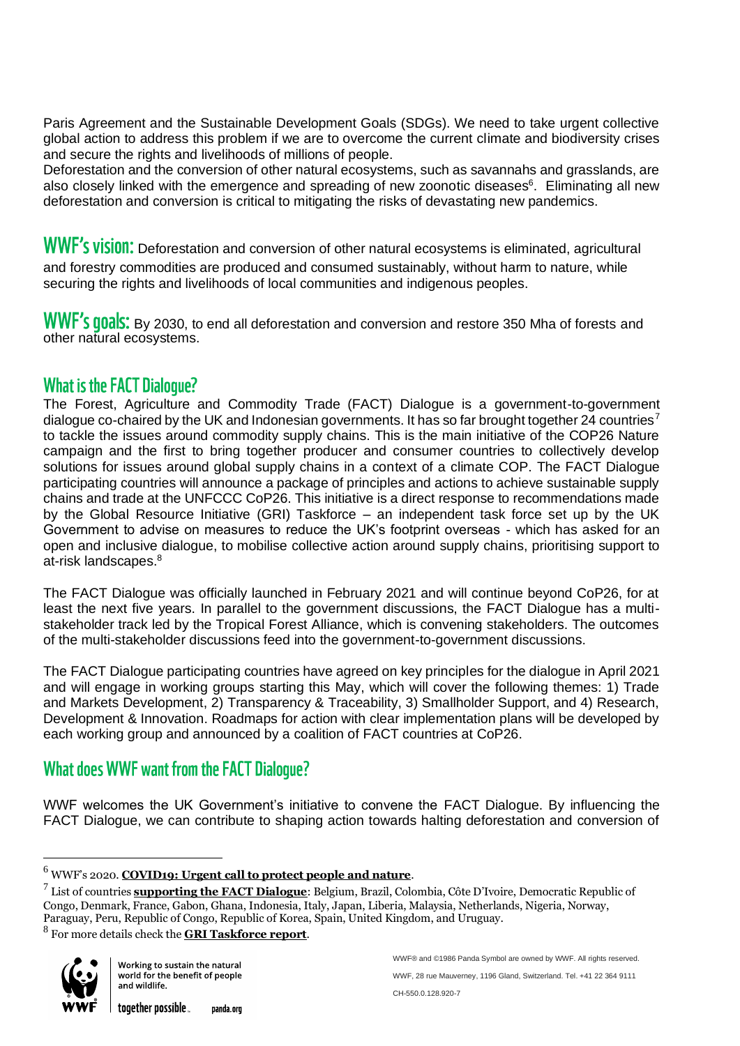Paris Agreement and the Sustainable Development Goals (SDGs). We need to take urgent collective global action to address this problem if we are to overcome the current climate and biodiversity crises and secure the rights and livelihoods of millions of people.

Deforestation and the conversion of other natural ecosystems, such as savannahs and grasslands, are also closely linked with the emergence and spreading of new zoonotic diseases[6]. Eliminating all new deforestation and conversion is critical to mitigating the risks of devastating new pandemics.

**WWF's vision:** Deforestation and conversion of other natural ecosystems is eliminated, agricultural and forestry commodities are produced and consumed sustainably, without harm to nature, while securing the rights and livelihoods of local communities and indigenous peoples.

**WWF's goals:** By 2030, to end all deforestation and conversion and restore 350 Mha of forests and other natural ecosystems.

## What is the FACT Dialogue?

The Forest, Agriculture and Commodity Trade (FACT) Dialogue is a government-to-government dialogue co-chaired by the UK and Indonesian governments. It has so far brought together 24 countries[7] to tackle the issues around commodity supply chains. This is the main initiative of the COP26 Nature campaign and the first to bring together producer and consumer countries to collectively develop solutions for issues around global supply chains in a context of a climate COP. The FACT Dialogue participating countries will announce a package of principles and actions to achieve sustainable supply chains and trade at the UNFCCC CoP26. This initiative is a direct response to recommendations made by the Global Resource Initiative (GRI) Taskforce – an independent task force set up by the UK Government to advise on measures to reduce the UK's footprint overseas - which has asked for an open and inclusive dialogue, to mobilise collective action around supply chains, prioritising support to at-risk landscapes.[8]

The FACT Dialogue was officially launched in February 2021 and will continue beyond CoP26, for at least the next five years. In parallel to the government discussions, the FACT Dialogue has a multi-stakeholder track led by the Tropical Forest Alliance, which is convening stakeholders. The outcomes of the multi-stakeholder discussions feed into the government-to-government discussions.

The FACT Dialogue participating countries have agreed on key principles for the dialogue in April 2021 and will engage in working groups starting this May, which will cover the following themes: 1) Trade and Markets Development, 2) Transparency & Traceability, 3) Smallholder Support, and 4) Research, Development & Innovation. Roadmaps for action with clear implementation plans will be developed by each working group and announced by a coalition of FACT countries at CoP26.

## What does WWF want from the FACT Dialogue?

WWF welcomes the UK Government's initiative to convene the FACT Dialogue. By influencing the FACT Dialogue, we can contribute to shaping action towards halting deforestation and conversion of

---

[6] WWF's 2020. **COVID19: Urgent call to protect people and nature**.

[7] List of countries **supporting the FACT Dialogue**: Belgium, Brazil, Colombia, Côte D'Ivoire, Democratic Republic of Congo, Denmark, France, Gabon, Ghana, Indonesia, Italy, Japan, Liberia, Malaysia, Netherlands, Nigeria, Norway, Paraguay, Peru, Republic of Congo, Republic of Korea, Spain, United Kingdom, and Uruguay.

[8] For more details check the **GRI Taskforce report**.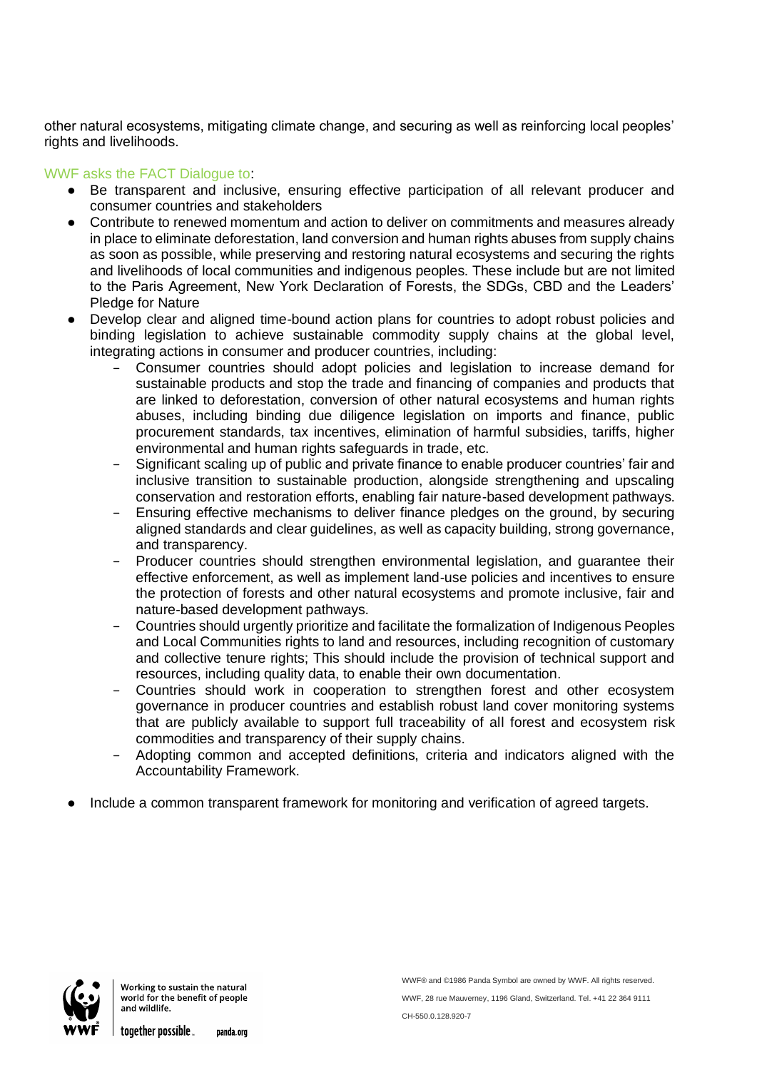other natural ecosystems, mitigating climate change, and securing as well as reinforcing local peoples' rights and livelihoods.

WWF asks the FACT Dialogue to:

- Be transparent and inclusive, ensuring effective participation of all relevant producer and consumer countries and stakeholders
- Contribute to renewed momentum and action to deliver on commitments and measures already in place to eliminate deforestation, land conversion and human rights abuses from supply chains as soon as possible, while preserving and restoring natural ecosystems and securing the rights and livelihoods of local communities and indigenous peoples. These include but are not limited to the Paris Agreement, New York Declaration of Forests, the SDGs, CBD and the Leaders' Pledge for Nature
- Develop clear and aligned time-bound action plans for countries to adopt robust policies and binding legislation to achieve sustainable commodity supply chains at the global level, integrating actions in consumer and producer countries, including:
  - Consumer countries should adopt policies and legislation to increase demand for sustainable products and stop the trade and financing of companies and products that are linked to deforestation, conversion of other natural ecosystems and human rights abuses, including binding due diligence legislation on imports and finance, public procurement standards, tax incentives, elimination of harmful subsidies, tariffs, higher environmental and human rights safeguards in trade, etc.
  - Significant scaling up of public and private finance to enable producer countries' fair and inclusive transition to sustainable production, alongside strengthening and upscaling conservation and restoration efforts, enabling fair nature-based development pathways.
  - Ensuring effective mechanisms to deliver finance pledges on the ground, by securing aligned standards and clear guidelines, as well as capacity building, strong governance, and transparency.
  - Producer countries should strengthen environmental legislation, and guarantee their effective enforcement, as well as implement land-use policies and incentives to ensure the protection of forests and other natural ecosystems and promote inclusive, fair and nature-based development pathways.
  - Countries should urgently prioritize and facilitate the formalization of Indigenous Peoples and Local Communities rights to land and resources, including recognition of customary and collective tenure rights; This should include the provision of technical support and resources, including quality data, to enable their own documentation.
  - Countries should work in cooperation to strengthen forest and other ecosystem governance in producer countries and establish robust land cover monitoring systems that are publicly available to support full traceability of all forest and ecosystem risk commodities and transparency of their supply chains.
  - Adopting common and accepted definitions, criteria and indicators aligned with the Accountability Framework.
- Include a common transparent framework for monitoring and verification of agreed targets.